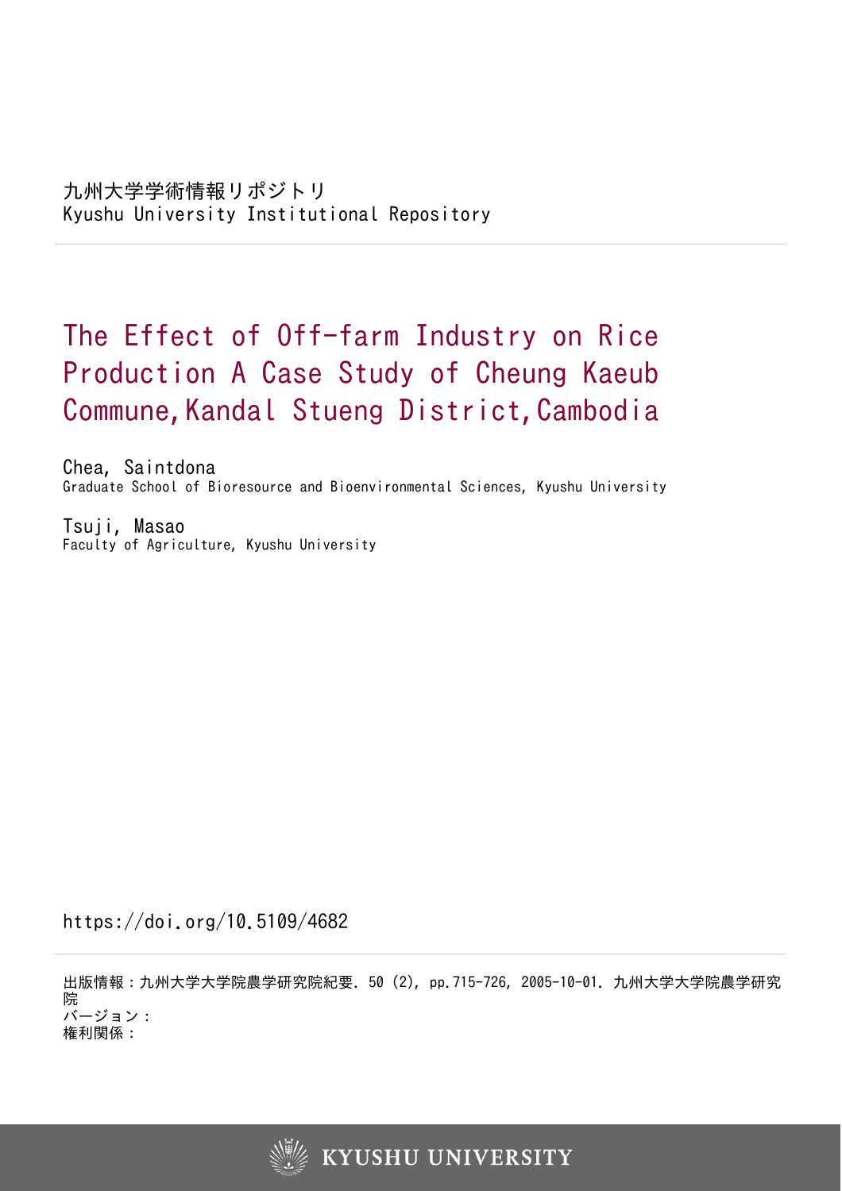九州大学学術情報リポジトリ
Kyushu University Institutional Repository

# The Effect of Off-farm Industry on Rice Production A Case Study of Cheung Kaeub Commune,Kandal Stueng District,Cambodia

Chea, Saintdona
Graduate School of Bioresource and Bioenvironmental Sciences, Kyushu University

Tsuji, Masao
Faculty of Agriculture, Kyushu University

https://doi.org/10.5109/4682

出版情報：九州大学大学院農学研究院紀要. 50 (2), pp.715-726, 2005-10-01. 九州大学大学院農学研究院
バージョン：
権利関係：

KYUSHU UNIVERSITY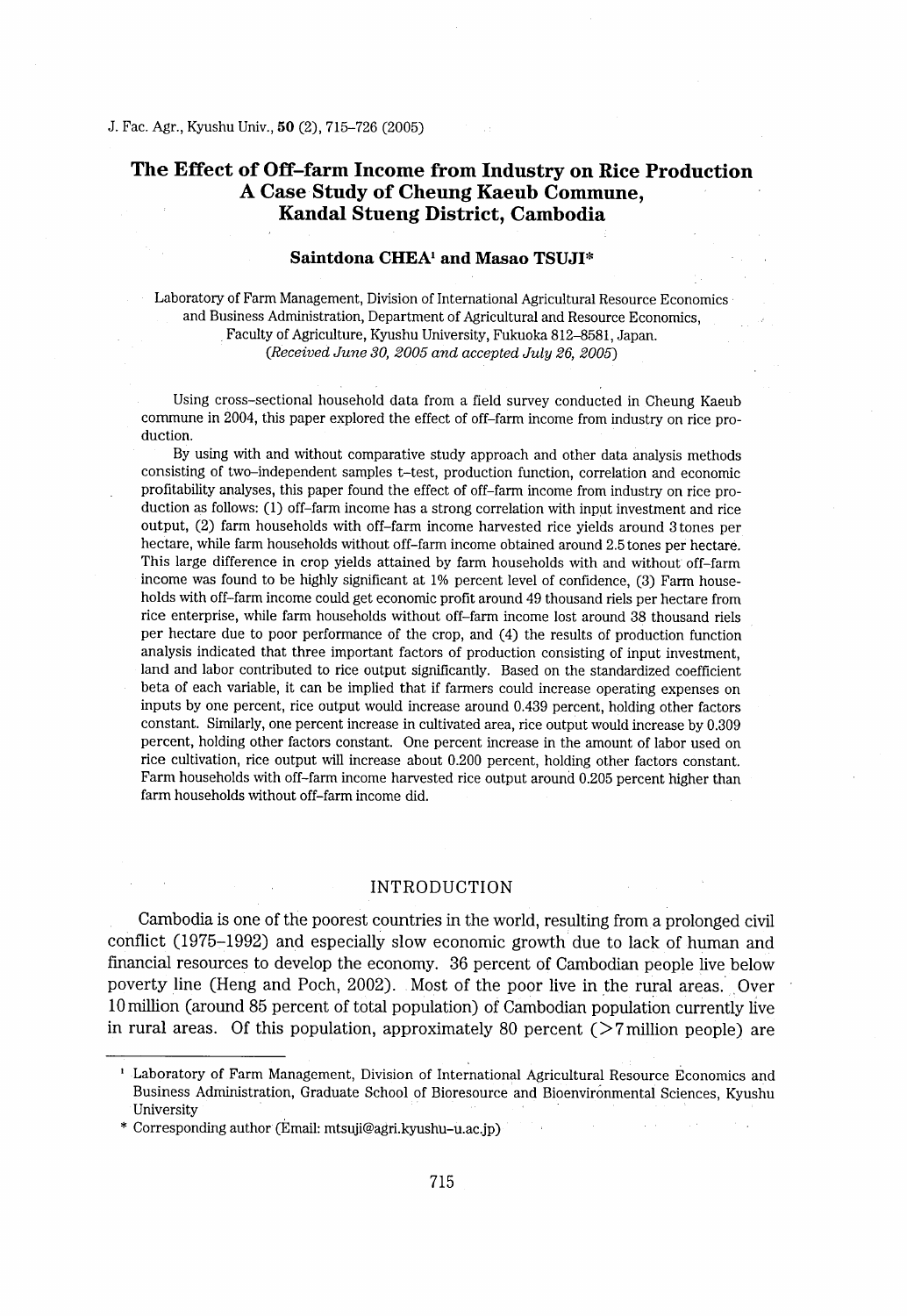# The Effect of Off-farm Income from Industry on Rice Production A Case Study of Cheung Kaeub Commune, Kandal Stueng District, Cambodia

**Saintdona CHEA[1] and Masao TSUJI***

Laboratory of Farm Management, Division of International Agricultural Resource Economics and Business Administration, Department of Agricultural and Resource Economics, Faculty of Agriculture, Kyushu University, Fukuoka 812–8581, Japan.
*(Received June 30, 2005 and accepted July 26, 2005)*

Using cross-sectional household data from a field survey conducted in Cheung Kaeub commune in 2004, this paper explored the effect of off-farm income from industry on rice production.

By using with and without comparative study approach and other data analysis methods consisting of two-independent samples t-test, production function, correlation and economic profitability analyses, this paper found the effect of off-farm income from industry on rice production as follows: (1) off-farm income has a strong correlation with input investment and rice output, (2) farm households with off-farm income harvested rice yields around 3 tones per hectare, while farm households without off-farm income obtained around 2.5 tones per hectare. This large difference in crop yields attained by farm households with and without off-farm income was found to be highly significant at 1% percent level of confidence, (3) Farm households with off-farm income could get economic profit around 49 thousand riels per hectare from rice enterprise, while farm households without off-farm income lost around 38 thousand riels per hectare due to poor performance of the crop, and (4) the results of production function analysis indicated that three important factors of production consisting of input investment, land and labor contributed to rice output significantly. Based on the standardized coefficient beta of each variable, it can be implied that if farmers could increase operating expenses on inputs by one percent, rice output would increase around 0.439 percent, holding other factors constant. Similarly, one percent increase in cultivated area, rice output would increase by 0.309 percent, holding other factors constant. One percent increase in the amount of labor used on rice cultivation, rice output will increase about 0.200 percent, holding other factors constant. Farm households with off-farm income harvested rice output around 0.205 percent higher than farm households without off-farm income did.

## INTRODUCTION

Cambodia is one of the poorest countries in the world, resulting from a prolonged civil conflict (1975–1992) and especially slow economic growth due to lack of human and financial resources to develop the economy. 36 percent of Cambodian people live below poverty line (Heng and Poch, 2002). Most of the poor live in the rural areas. Over 10 million (around 85 percent of total population) of Cambodian population currently live in rural areas. Of this population, approximately 80 percent (>7 million people) are

---

[1] Laboratory of Farm Management, Division of International Agricultural Resource Economics and Business Administration, Graduate School of Bioresource and Bioenvironmental Sciences, Kyushu University

\* Corresponding author (Email: mtsuji@agri.kyushu-u.ac.jp)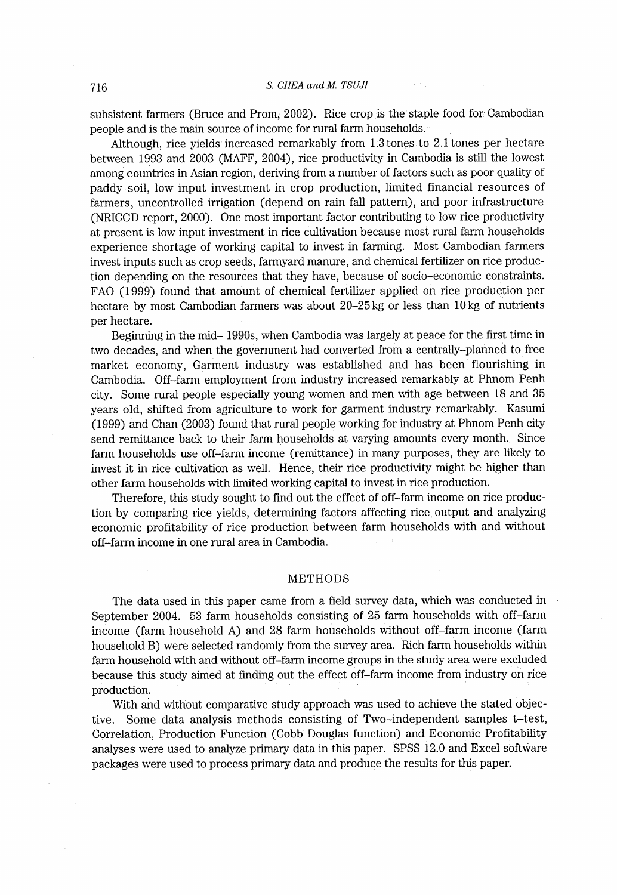subsistent farmers (Bruce and Prom, 2002). Rice crop is the staple food for Cambodian people and is the main source of income for rural farm households.

Although, rice yields increased remarkably from 1.3 tones to 2.1 tones per hectare between 1993 and 2003 (MAFF, 2004), rice productivity in Cambodia is still the lowest among countries in Asian region, deriving from a number of factors such as poor quality of paddy soil, low input investment in crop production, limited financial resources of farmers, uncontrolled irrigation (depend on rain fall pattern), and poor infrastructure (NRICCD report, 2000). One most important factor contributing to low rice productivity at present is low input investment in rice cultivation because most rural farm households experience shortage of working capital to invest in farming. Most Cambodian farmers invest inputs such as crop seeds, farmyard manure, and chemical fertilizer on rice production depending on the resources that they have, because of socio-economic constraints. FAO (1999) found that amount of chemical fertilizer applied on rice production per hectare by most Cambodian farmers was about 20–25 kg or less than 10 kg of nutrients per hectare.

Beginning in the mid- 1990s, when Cambodia was largely at peace for the first time in two decades, and when the government had converted from a centrally-planned to free market economy, Garment industry was established and has been flourishing in Cambodia. Off-farm employment from industry increased remarkably at Phnom Penh city. Some rural people especially young women and men with age between 18 and 35 years old, shifted from agriculture to work for garment industry remarkably. Kasumi (1999) and Chan (2003) found that rural people working for industry at Phnom Penh city send remittance back to their farm households at varying amounts every month. Since farm households use off-farm income (remittance) in many purposes, they are likely to invest it in rice cultivation as well. Hence, their rice productivity might be higher than other farm households with limited working capital to invest in rice production.

Therefore, this study sought to find out the effect of off-farm income on rice production by comparing rice yields, determining factors affecting rice output and analyzing economic profitability of rice production between farm households with and without off-farm income in one rural area in Cambodia.

## METHODS

The data used in this paper came from a field survey data, which was conducted in September 2004. 53 farm households consisting of 25 farm households with off-farm income (farm household A) and 28 farm households without off-farm income (farm household B) were selected randomly from the survey area. Rich farm households within farm household with and without off-farm income groups in the study area were excluded because this study aimed at finding out the effect off-farm income from industry on rice production.

With and without comparative study approach was used to achieve the stated objective. Some data analysis methods consisting of Two-independent samples t-test, Correlation, Production Function (Cobb Douglas function) and Economic Profitability analyses were used to analyze primary data in this paper. SPSS 12.0 and Excel software packages were used to process primary data and produce the results for this paper.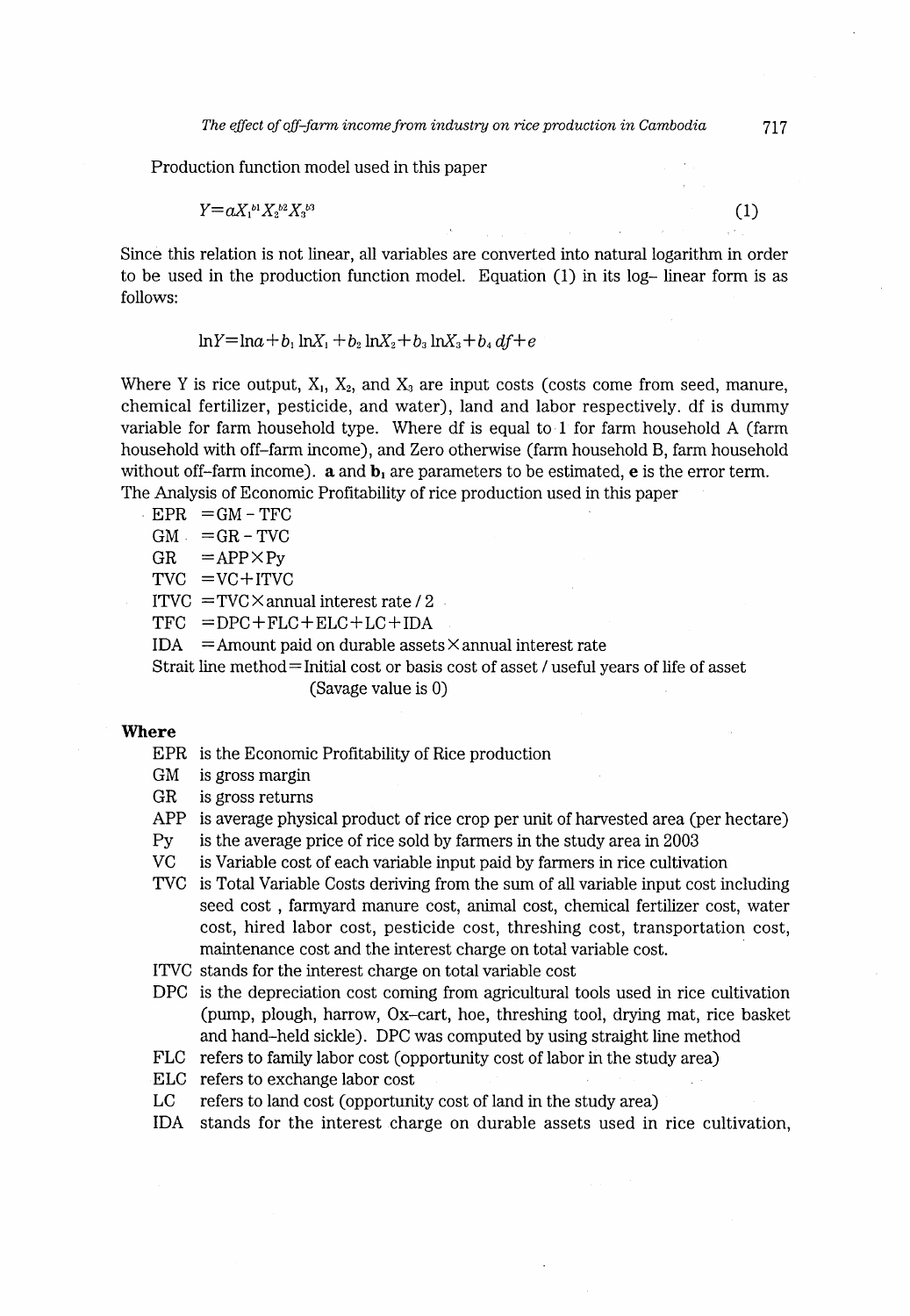Production function model used in this paper

$$Y = aX_1^{b1}X_2^{b2}X_3^{b3} \quad (1)$$

Since this relation is not linear, all variables are converted into natural logarithm in order to be used in the production function model. Equation (1) in its log– linear form is as follows:

$$\ln Y = \ln a + b_1 \ln X_1 + b_2 \ln X_2 + b_3 \ln X_3 + b_4\, df + e$$

Where Y is rice output, $X_1$, $X_2$, and $X_3$ are input costs (costs come from seed, manure, chemical fertilizer, pesticide, and water), land and labor respectively. df is dummy variable for farm household type. Where df is equal to 1 for farm household A (farm household with off-farm income), and Zero otherwise (farm household B, farm household without off-farm income). **a** and $\mathbf{b_i}$ are parameters to be estimated, **e** is the error term.

The Analysis of Economic Profitability of rice production used in this paper

- EPR = GM – TFC
- GM = GR – TVC
- GR = APP × Py
- TVC = VC + ITVC
- ITVC = TVC × annual interest rate / 2
- TFC = DPC + FLC + ELC + LC + IDA
- IDA = Amount paid on durable assets × annual interest rate

Strait line method = Initial cost or basis cost of asset / useful years of life of asset (Savage value is 0)

**Where**

- EPR is the Economic Profitability of Rice production
- GM is gross margin
- GR is gross returns
- APP is average physical product of rice crop per unit of harvested area (per hectare)
- Py is the average price of rice sold by farmers in the study area in 2003
- VC is Variable cost of each variable input paid by farmers in rice cultivation
- TVC is Total Variable Costs deriving from the sum of all variable input cost including seed cost , farmyard manure cost, animal cost, chemical fertilizer cost, water cost, hired labor cost, pesticide cost, threshing cost, transportation cost, maintenance cost and the interest charge on total variable cost.
- ITVC stands for the interest charge on total variable cost
- DPC is the depreciation cost coming from agricultural tools used in rice cultivation (pump, plough, harrow, Ox–cart, hoe, threshing tool, drying mat, rice basket and hand–held sickle). DPC was computed by using straight line method
- FLC refers to family labor cost (opportunity cost of labor in the study area)
- ELC refers to exchange labor cost
- LC refers to land cost (opportunity cost of land in the study area)
- IDA stands for the interest charge on durable assets used in rice cultivation,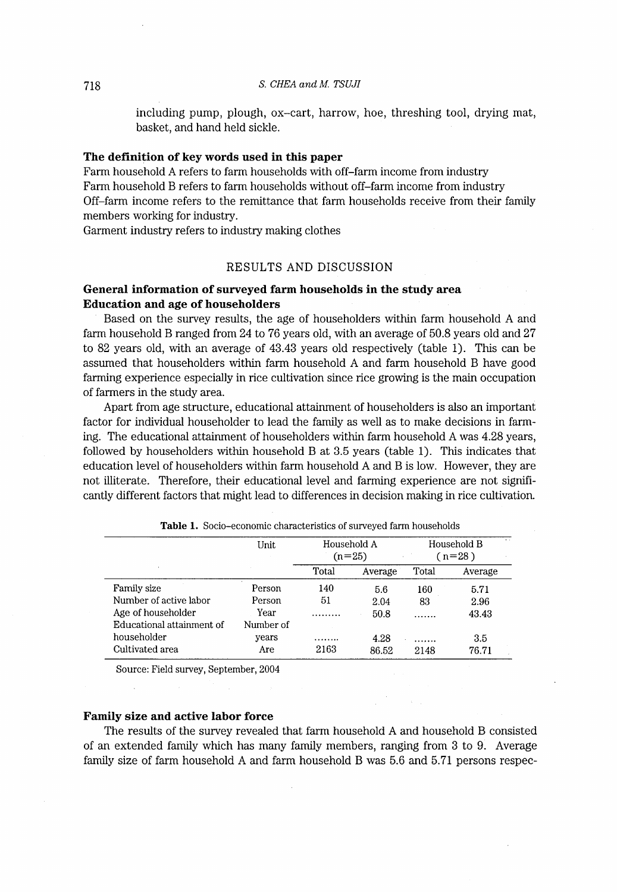including pump, plough, ox–cart, harrow, hoe, threshing tool, drying mat, basket, and hand held sickle.

### The definition of key words used in this paper

Farm household A refers to farm households with off–farm income from industry
Farm household B refers to farm households without off–farm income from industry
Off–farm income refers to the remittance that farm households receive from their family members working for industry.
Garment industry refers to industry making clothes

## RESULTS AND DISCUSSION

### General information of surveyed farm households in the study area

### Education and age of householders

Based on the survey results, the age of householders within farm household A and farm household B ranged from 24 to 76 years old, with an average of 50.8 years old and 27 to 82 years old, with an average of 43.43 years old respectively (table 1). This can be assumed that householders within farm household A and farm household B have good farming experience especially in rice cultivation since rice growing is the main occupation of farmers in the study area.

Apart from age structure, educational attainment of householders is also an important factor for individual householder to lead the family as well as to make decisions in farming. The educational attainment of householders within farm household A was 4.28 years, followed by householders within household B at 3.5 years (table 1). This indicates that education level of householders within farm household A and B is low. However, they are not illiterate. Therefore, their educational level and farming experience are not significantly different factors that might lead to differences in decision making in rice cultivation.

**Table 1.** Socio–economic characteristics of surveyed farm households

| | Unit | Household A (n=25) | | Household B (n=28) | |
|---|---|---|---|---|---|
| | | Total | Average | Total | Average |
| Family size | Person | 140 | 5.6 | 160 | 5.71 |
| Number of active labor | Person | 51 | 2.04 | 83 | 2.96 |
| Age of householder | Year | ......... | 50.8 | ....... | 43.43 |
| Educational attainment of householder | Number of years | ........ | 4.28 | ....... | 3.5 |
| Cultivated area | Are | 2163 | 86.52 | 2148 | 76.71 |

Source: Field survey, September, 2004

### Family size and active labor force

The results of the survey revealed that farm household A and household B consisted of an extended family which has many family members, ranging from 3 to 9. Average family size of farm household A and farm household B was 5.6 and 5.71 persons respec-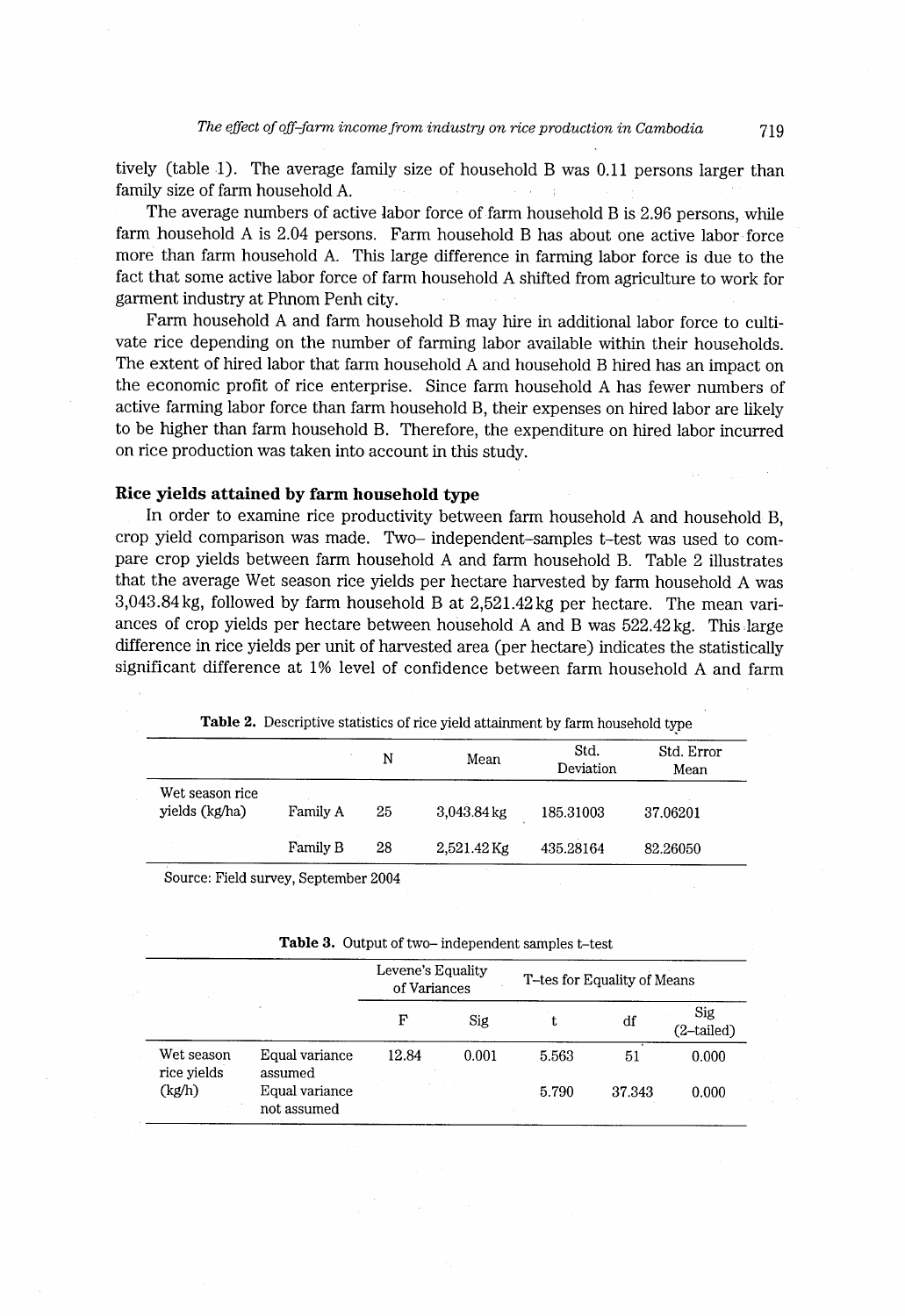tively (table 1). The average family size of household B was 0.11 persons larger than family size of farm household A.

The average numbers of active labor force of farm household B is 2.96 persons, while farm household A is 2.04 persons. Farm household B has about one active labor force more than farm household A. This large difference in farming labor force is due to the fact that some active labor force of farm household A shifted from agriculture to work for garment industry at Phnom Penh city.

Farm household A and farm household B may hire in additional labor force to cultivate rice depending on the number of farming labor available within their households. The extent of hired labor that farm household A and household B hired has an impact on the economic profit of rice enterprise. Since farm household A has fewer numbers of active farming labor force than farm household B, their expenses on hired labor are likely to be higher than farm household B. Therefore, the expenditure on hired labor incurred on rice production was taken into account in this study.

### Rice yields attained by farm household type

In order to examine rice productivity between farm household A and household B, crop yield comparison was made. Two- independent-samples t-test was used to compare crop yields between farm household A and farm household B. Table 2 illustrates that the average Wet season rice yields per hectare harvested by farm household A was 3,043.84 kg, followed by farm household B at 2,521.42 kg per hectare. The mean variances of crop yields per hectare between household A and B was 522.42 kg. This large difference in rice yields per unit of harvested area (per hectare) indicates the statistically significant difference at 1% level of confidence between farm household A and farm

**Table 2.** Descriptive statistics of rice yield attainment by farm household type

| | | N | Mean | Std. Deviation | Std. Error Mean |
|---|---|---|---|---|---|
| Wet season rice yields (kg/ha) | Family A | 25 | 3,043.84 kg | 185.31003 | 37.06201 |
| | Family B | 28 | 2,521.42 Kg | 435.28164 | 82.26050 |

Source: Field survey, September 2004

**Table 3.** Output of two- independent samples t-test

| | | Levene's Equality of Variances | | T-tes for Equality of Means | | |
|---|---|---|---|---|---|---|
| | | F | Sig | t | df | Sig (2-tailed) |
| Wet season rice yields (kg/h) | Equal variance assumed | 12.84 | 0.001 | 5.563 | 51 | 0.000 |
| | Equal variance not assumed | | | 5.790 | 37.343 | 0.000 |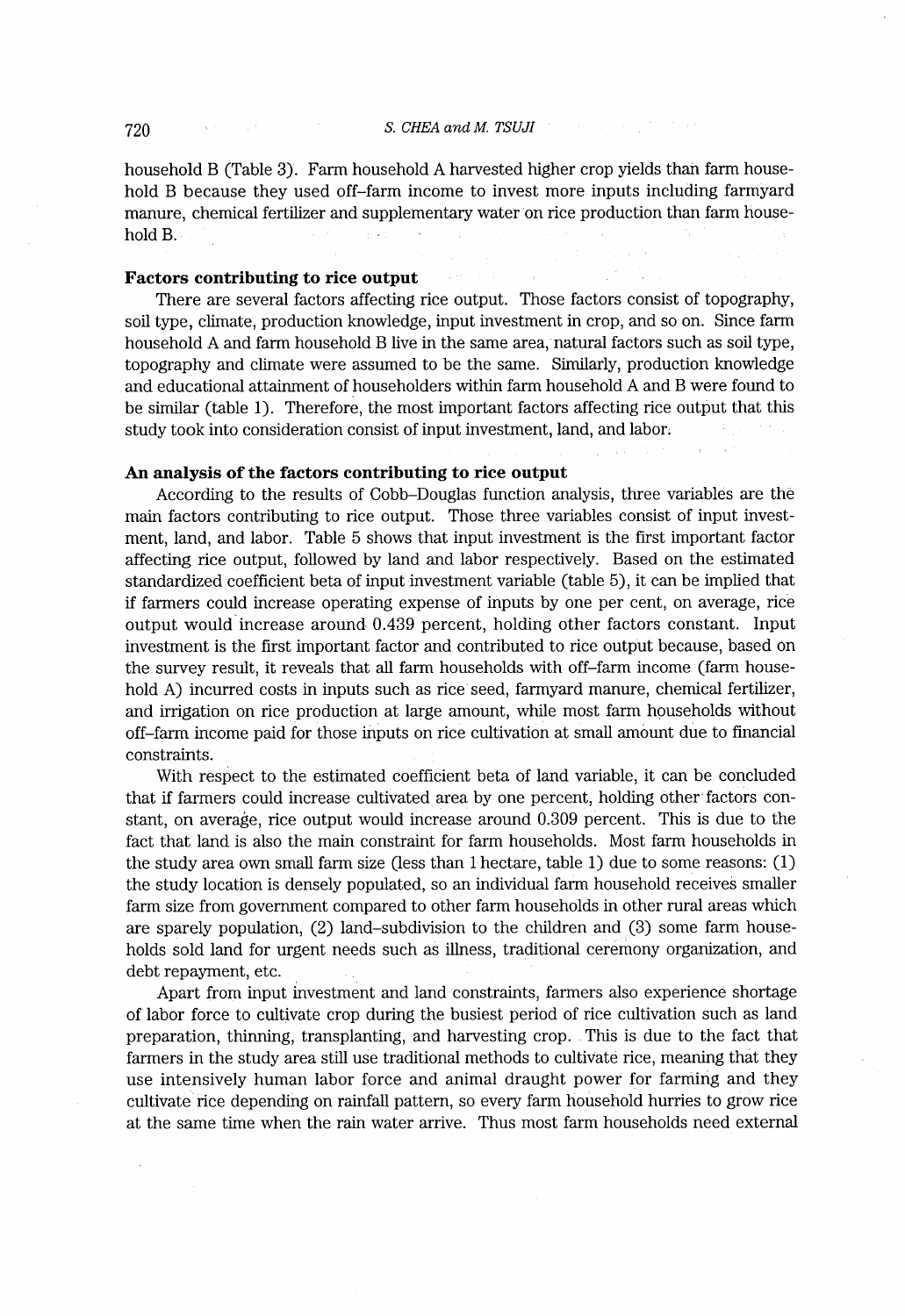household B (Table 3). Farm household A harvested higher crop yields than farm household B because they used off-farm income to invest more inputs including farmyard manure, chemical fertilizer and supplementary water on rice production than farm household B.

### Factors contributing to rice output

There are several factors affecting rice output. Those factors consist of topography, soil type, climate, production knowledge, input investment in crop, and so on. Since farm household A and farm household B live in the same area, natural factors such as soil type, topography and climate were assumed to be the same. Similarly, production knowledge and educational attainment of householders within farm household A and B were found to be similar (table 1). Therefore, the most important factors affecting rice output that this study took into consideration consist of input investment, land, and labor.

### An analysis of the factors contributing to rice output

According to the results of Cobb–Douglas function analysis, three variables are the main factors contributing to rice output. Those three variables consist of input investment, land, and labor. Table 5 shows that input investment is the first important factor affecting rice output, followed by land and labor respectively. Based on the estimated standardized coefficient beta of input investment variable (table 5), it can be implied that if farmers could increase operating expense of inputs by one per cent, on average, rice output would increase around 0.439 percent, holding other factors constant. Input investment is the first important factor and contributed to rice output because, based on the survey result, it reveals that all farm households with off–farm income (farm household A) incurred costs in inputs such as rice seed, farmyard manure, chemical fertilizer, and irrigation on rice production at large amount, while most farm households without off–farm income paid for those inputs on rice cultivation at small amount due to financial constraints.

With respect to the estimated coefficient beta of land variable, it can be concluded that if farmers could increase cultivated area by one percent, holding other factors constant, on average, rice output would increase around 0.309 percent. This is due to the fact that land is also the main constraint for farm households. Most farm households in the study area own small farm size (less than 1 hectare, table 1) due to some reasons: (1) the study location is densely populated, so an individual farm household receives smaller farm size from government compared to other farm households in other rural areas which are sparely population, (2) land–subdivision to the children and (3) some farm households sold land for urgent needs such as illness, traditional ceremony organization, and debt repayment, etc.

Apart from input investment and land constraints, farmers also experience shortage of labor force to cultivate crop during the busiest period of rice cultivation such as land preparation, thinning, transplanting, and harvesting crop. This is due to the fact that farmers in the study area still use traditional methods to cultivate rice, meaning that they use intensively human labor force and animal draught power for farming and they cultivate rice depending on rainfall pattern, so every farm household hurries to grow rice at the same time when the rain water arrive. Thus most farm households need external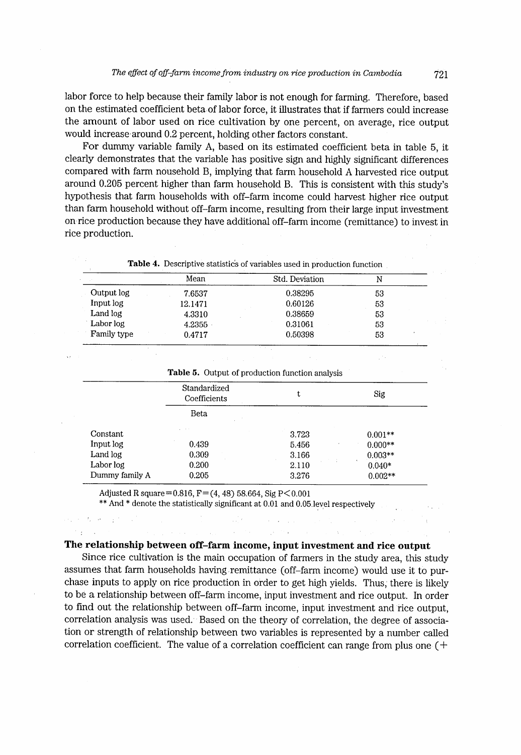labor force to help because their family labor is not enough for farming. Therefore, based on the estimated coefficient beta of labor force, it illustrates that if farmers could increase the amount of labor used on rice cultivation by one percent, on average, rice output would increase around 0.2 percent, holding other factors constant.

For dummy variable family A, based on its estimated coefficient beta in table 5, it clearly demonstrates that the variable has positive sign and highly significant differences compared with farm nousehold B, implying that farm household A harvested rice output around 0.205 percent higher than farm household B. This is consistent with this study's hypothesis that farm households with off-farm income could harvest higher rice output than farm household without off-farm income, resulting from their large input investment on rice production because they have additional off-farm income (remittance) to invest in rice production.

**Table 4.** Descriptive statistics of variables used in production function

| | Mean | Std. Deviation | N |
|---|---|---|---|
| Output log | 7.6537 | 0.38295 | 53 |
| Input log | 12.1471 | 0.60126 | 53 |
| Land log | 4.3310 | 0.38659 | 53 |
| Labor log | 4.2355 | 0.31061 | 53 |
| Family type | 0.4717 | 0.50398 | 53 |

**Table 5.** Output of production function analysis

| | Standardized Coefficients | t | Sig |
|---|---|---|---|
| | Beta | | |
| Constant | | 3.723 | 0.001** |
| Input log | 0.439 | 5.456 | 0.000** |
| Land log | 0.309 | 3.166 | 0.003** |
| Labor log | 0.200 | 2.110 | 0.040* |
| Dummy family A | 0.205 | 3.276 | 0.002** |

Adjusted R square=0.816, F=(4, 48) 58.664, Sig $P<0.001$

** And * denote the statistically significant at 0.01 and 0.05 level respectively

### The relationship between off-farm income, input investment and rice output

Since rice cultivation is the main occupation of farmers in the study area, this study assumes that farm households having remittance (off-farm income) would use it to purchase inputs to apply on rice production in order to get high yields. Thus, there is likely to be a relationship between off-farm income, input investment and rice output. In order to find out the relationship between off-farm income, input investment and rice output, correlation analysis was used. Based on the theory of correlation, the degree of association or strength of relationship between two variables is represented by a number called correlation coefficient. The value of a correlation coefficient can range from plus one (+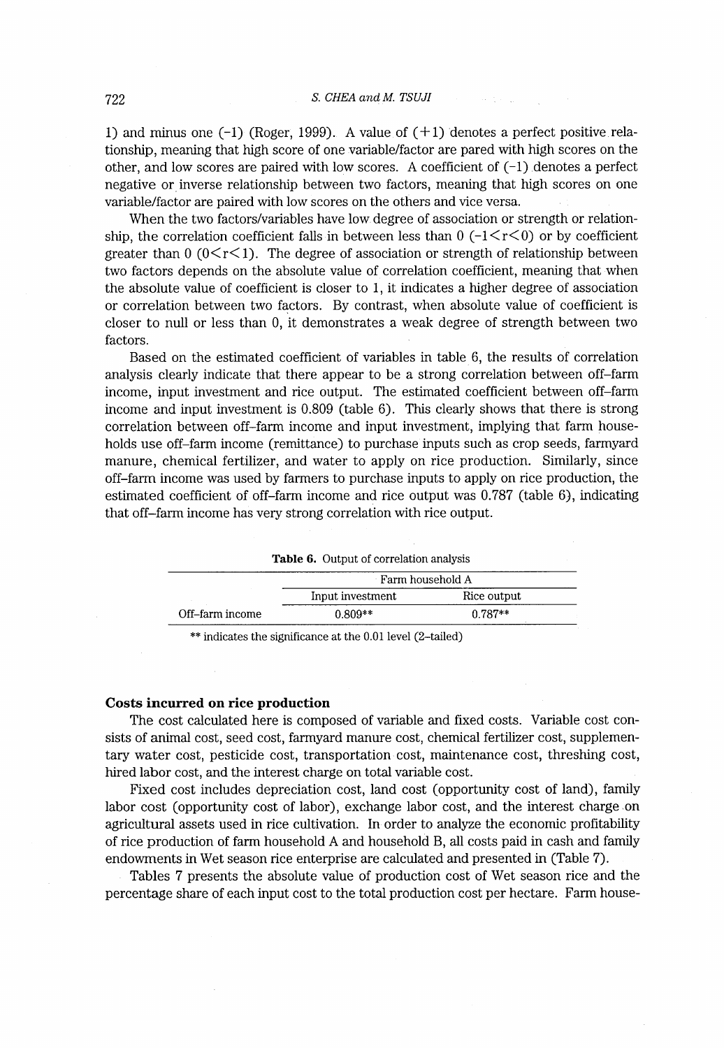1) and minus one (-1) (Roger, 1999). A value of (+1) denotes a perfect positive relationship, meaning that high score of one variable/factor are pared with high scores on the other, and low scores are paired with low scores. A coefficient of (-1) denotes a perfect negative or inverse relationship between two factors, meaning that high scores on one variable/factor are paired with low scores on the others and vice versa.

When the two factors/variables have low degree of association or strength or relationship, the correlation coefficient falls in between less than 0 ($-1<r<0$) or by coefficient greater than 0 ($0<r<1$). The degree of association or strength of relationship between two factors depends on the absolute value of correlation coefficient, meaning that when the absolute value of coefficient is closer to 1, it indicates a higher degree of association or correlation between two factors. By contrast, when absolute value of coefficient is closer to null or less than 0, it demonstrates a weak degree of strength between two factors.

Based on the estimated coefficient of variables in table 6, the results of correlation analysis clearly indicate that there appear to be a strong correlation between off–farm income, input investment and rice output. The estimated coefficient between off–farm income and input investment is 0.809 (table 6). This clearly shows that there is strong correlation between off–farm income and input investment, implying that farm households use off–farm income (remittance) to purchase inputs such as crop seeds, farmyard manure, chemical fertilizer, and water to apply on rice production. Similarly, since off–farm income was used by farmers to purchase inputs to apply on rice production, the estimated coefficient of off–farm income and rice output was 0.787 (table 6), indicating that off–farm income has very strong correlation with rice output.

**Table 6.** Output of correlation analysis

| | Farm household A | |
|---|---|---|
| | Input investment | Rice output |
| Off–farm income | 0.809** | 0.787** |

** indicates the significance at the 0.01 level (2–tailed)

### Costs incurred on rice production

The cost calculated here is composed of variable and fixed costs. Variable cost consists of animal cost, seed cost, farmyard manure cost, chemical fertilizer cost, supplementary water cost, pesticide cost, transportation cost, maintenance cost, threshing cost, hired labor cost, and the interest charge on total variable cost.

Fixed cost includes depreciation cost, land cost (opportunity cost of land), family labor cost (opportunity cost of labor), exchange labor cost, and the interest charge on agricultural assets used in rice cultivation. In order to analyze the economic profitability of rice production of farm household A and household B, all costs paid in cash and family endowments in Wet season rice enterprise are calculated and presented in (Table 7).

Tables 7 presents the absolute value of production cost of Wet season rice and the percentage share of each input cost to the total production cost per hectare. Farm house-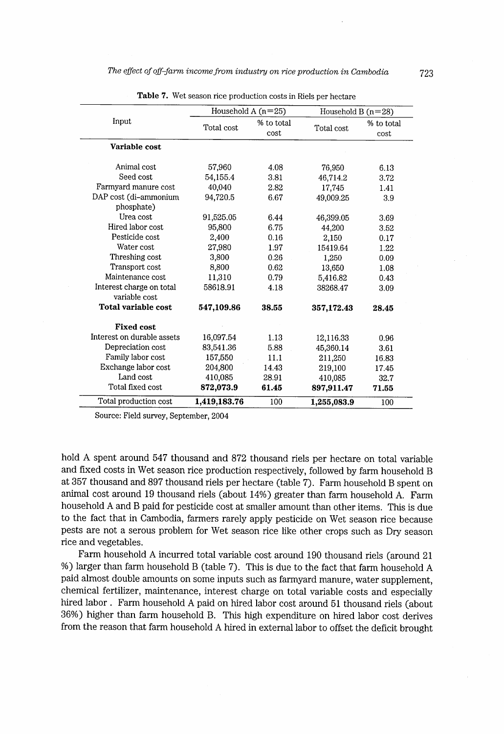**Table 7.** Wet season rice production costs in Riels per hectare

| Input | Household A (n=25) | | Household B (n=28) | |
|---|---|---|---|---|
| | Total cost | % to total cost | Total cost | % to total cost |
| **Variable cost** | | | | |
| Animal cost | 57,960 | 4.08 | 76,950 | 6.13 |
| Seed cost | 54,155.4 | 3.81 | 46,714.2 | 3.72 |
| Farmyard manure cost | 40,040 | 2.82 | 17,745 | 1.41 |
| DAP cost (di-ammonium phosphate) | 94,720.5 | 6.67 | 49,009.25 | 3.9 |
| Urea cost | 91,525.05 | 6.44 | 46,399.05 | 3.69 |
| Hired labor cost | 95,800 | 6.75 | 44,200 | 3.52 |
| Pesticide cost | 2,400 | 0.16 | 2,150 | 0.17 |
| Water cost | 27,980 | 1.97 | 15419.64 | 1.22 |
| Threshing cost | 3,800 | 0.26 | 1,250 | 0.09 |
| Transport cost | 8,800 | 0.62 | 13,650 | 1.08 |
| Maintenance cost | 11,310 | 0.79 | 5,416.82 | 0.43 |
| Interest charge on total variable cost | 58618.91 | 4.18 | 38268.47 | 3.09 |
| **Total variable cost** | **547,109.86** | **38.55** | **357,172.43** | **28.45** |
| **Fixed cost** | | | | |
| Interest on durable assets | 16,097.54 | 1.13 | 12,116.33 | 0.96 |
| Depreciation cost | 83,541.36 | 5.88 | 45,360.14 | 3.61 |
| Family labor cost | 157,550 | 11.1 | 211,250 | 16.83 |
| Exchange labor cost | 204,800 | 14.43 | 219,100 | 17.45 |
| Land cost | 410,085 | 28.91 | 410,085 | 32.7 |
| Total fixed cost | **872,073.9** | **61.45** | **897,911.47** | **71.55** |
| Total production cost | **1,419,183.76** | 100 | **1,255,083.9** | 100 |

Source: Field survey, September, 2004

hold A spent around 547 thousand and 872 thousand riels per hectare on total variable and fixed costs in Wet season rice production respectively, followed by farm household B at 357 thousand and 897 thousand riels per hectare (table 7). Farm household B spent on animal cost around 19 thousand riels (about 14%) greater than farm household A. Farm household A and B paid for pesticide cost at smaller amount than other items. This is due to the fact that in Cambodia, farmers rarely apply pesticide on Wet season rice because pests are not a serous problem for Wet season rice like other crops such as Dry season rice and vegetables.

Farm household A incurred total variable cost around 190 thousand riels (around 21 %) larger than farm household B (table 7). This is due to the fact that farm household A paid almost double amounts on some inputs such as farmyard manure, water supplement, chemical fertilizer, maintenance, interest charge on total variable costs and especially hired labor . Farm household A paid on hired labor cost around 51 thousand riels (about 36%) higher than farm household B. This high expenditure on hired labor cost derives from the reason that farm household A hired in external labor to offset the deficit brought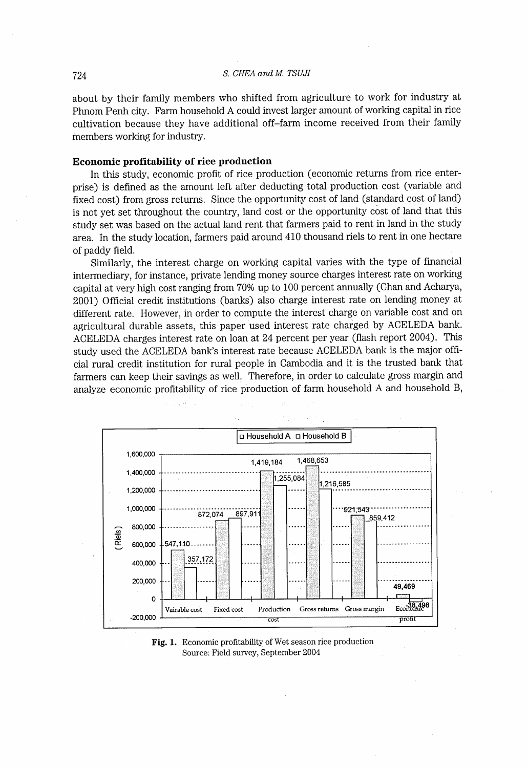about by their family members who shifted from agriculture to work for industry at Phnom Penh city. Farm household A could invest larger amount of working capital in rice cultivation because they have additional off–farm income received from their family members working for industry.

### Economic profitability of rice production

In this study, economic profit of rice production (economic returns from rice enterprise) is defined as the amount left after deducting total production cost (variable and fixed cost) from gross returns. Since the opportunity cost of land (standard cost of land) is not yet set throughout the country, land cost or the opportunity cost of land that this study set was based on the actual land rent that farmers paid to rent in land in the study area. In the study location, farmers paid around 410 thousand riels to rent in one hectare of paddy field.

Similarly, the interest charge on working capital varies with the type of financial intermediary, for instance, private lending money source charges interest rate on working capital at very high cost ranging from 70% up to 100 percent annually (Chan and Acharya, 2001) Official credit institutions (banks) also charge interest rate on lending money at different rate. However, in order to compute the interest charge on variable cost and on agricultural durable assets, this paper used interest rate charged by ACELEDA bank. ACELEDA charges interest rate on loan at 24 percent per year (flash report 2004). This study used the ACELEDA bank's interest rate because ACELEDA bank is the major official rural credit institution for rural people in Cambodia and it is the trusted bank that farmers can keep their savings as well. Therefore, in order to calculate gross margin and analyze economic profitability of rice production of farm household A and household B,

| (Riels) | Vairable cost | Fixed cost | Production cost | Gross returns | Gross margin | Economic profit |
|---|---|---|---|---|---|---|
| Household A | 547,110 | 872,074 | 1,419,184 | 1,468,653 | 921,543 | 49,469 |
| Household B | 357,172 | 897,911 | 1,255,084 | 1,216,585 | 859,412 | -38,498 |

**Fig. 1.** Economic profitability of Wet season rice production
Source: Field survey, September 2004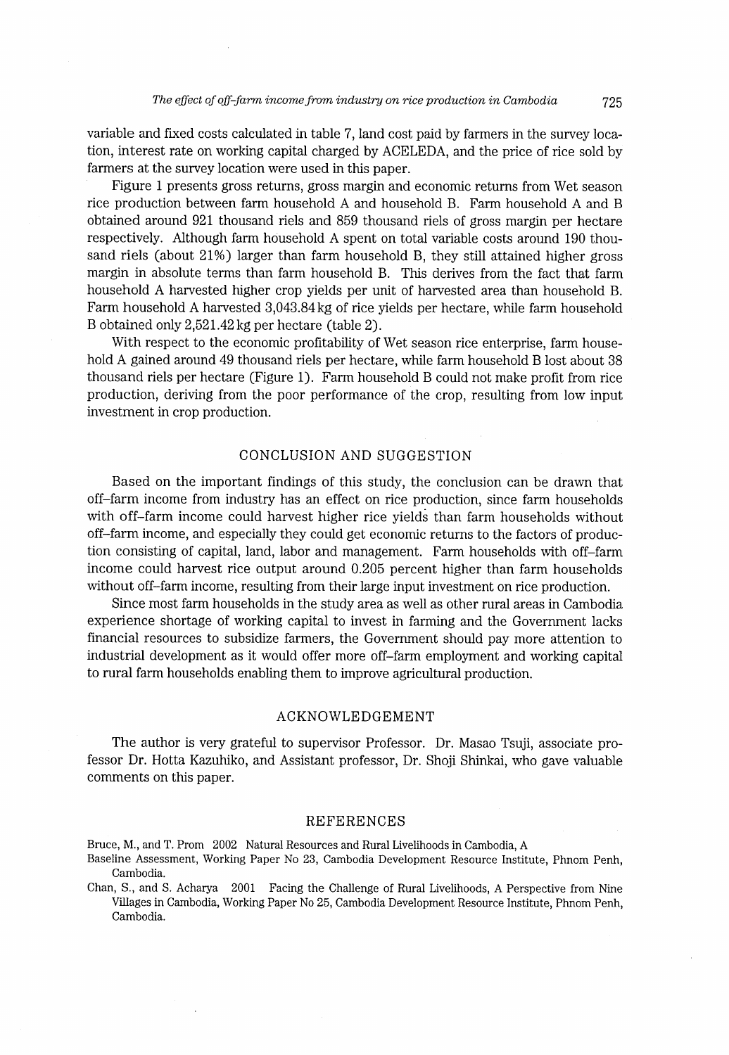variable and fixed costs calculated in table 7, land cost paid by farmers in the survey location, interest rate on working capital charged by ACELEDA, and the price of rice sold by farmers at the survey location were used in this paper.

Figure 1 presents gross returns, gross margin and economic returns from Wet season rice production between farm household A and household B. Farm household A and B obtained around 921 thousand riels and 859 thousand riels of gross margin per hectare respectively. Although farm household A spent on total variable costs around 190 thousand riels (about 21%) larger than farm household B, they still attained higher gross margin in absolute terms than farm household B. This derives from the fact that farm household A harvested higher crop yields per unit of harvested area than household B. Farm household A harvested 3,043.84 kg of rice yields per hectare, while farm household B obtained only 2,521.42 kg per hectare (table 2).

With respect to the economic profitability of Wet season rice enterprise, farm household A gained around 49 thousand riels per hectare, while farm household B lost about 38 thousand riels per hectare (Figure 1). Farm household B could not make profit from rice production, deriving from the poor performance of the crop, resulting from low input investment in crop production.

## CONCLUSION AND SUGGESTION

Based on the important findings of this study, the conclusion can be drawn that off-farm income from industry has an effect on rice production, since farm households with off-farm income could harvest higher rice yields than farm households without off-farm income, and especially they could get economic returns to the factors of production consisting of capital, land, labor and management. Farm households with off-farm income could harvest rice output around 0.205 percent higher than farm households without off-farm income, resulting from their large input investment on rice production.

Since most farm households in the study area as well as other rural areas in Cambodia experience shortage of working capital to invest in farming and the Government lacks financial resources to subsidize farmers, the Government should pay more attention to industrial development as it would offer more off-farm employment and working capital to rural farm households enabling them to improve agricultural production.

## ACKNOWLEDGEMENT

The author is very grateful to supervisor Professor. Dr. Masao Tsuji, associate professor Dr. Hotta Kazuhiko, and Assistant professor, Dr. Shoji Shinkai, who gave valuable comments on this paper.

## REFERENCES

Bruce, M., and T. Prom 2002 Natural Resources and Rural Livelihoods in Cambodia, A Baseline Assessment, Working Paper No 23, Cambodia Development Resource Institute, Phnom Penh, Cambodia.

Chan, S., and S. Acharya 2001 Facing the Challenge of Rural Livelihoods, A Perspective from Nine Villages in Cambodia, Working Paper No 25, Cambodia Development Resource Institute, Phnom Penh, Cambodia.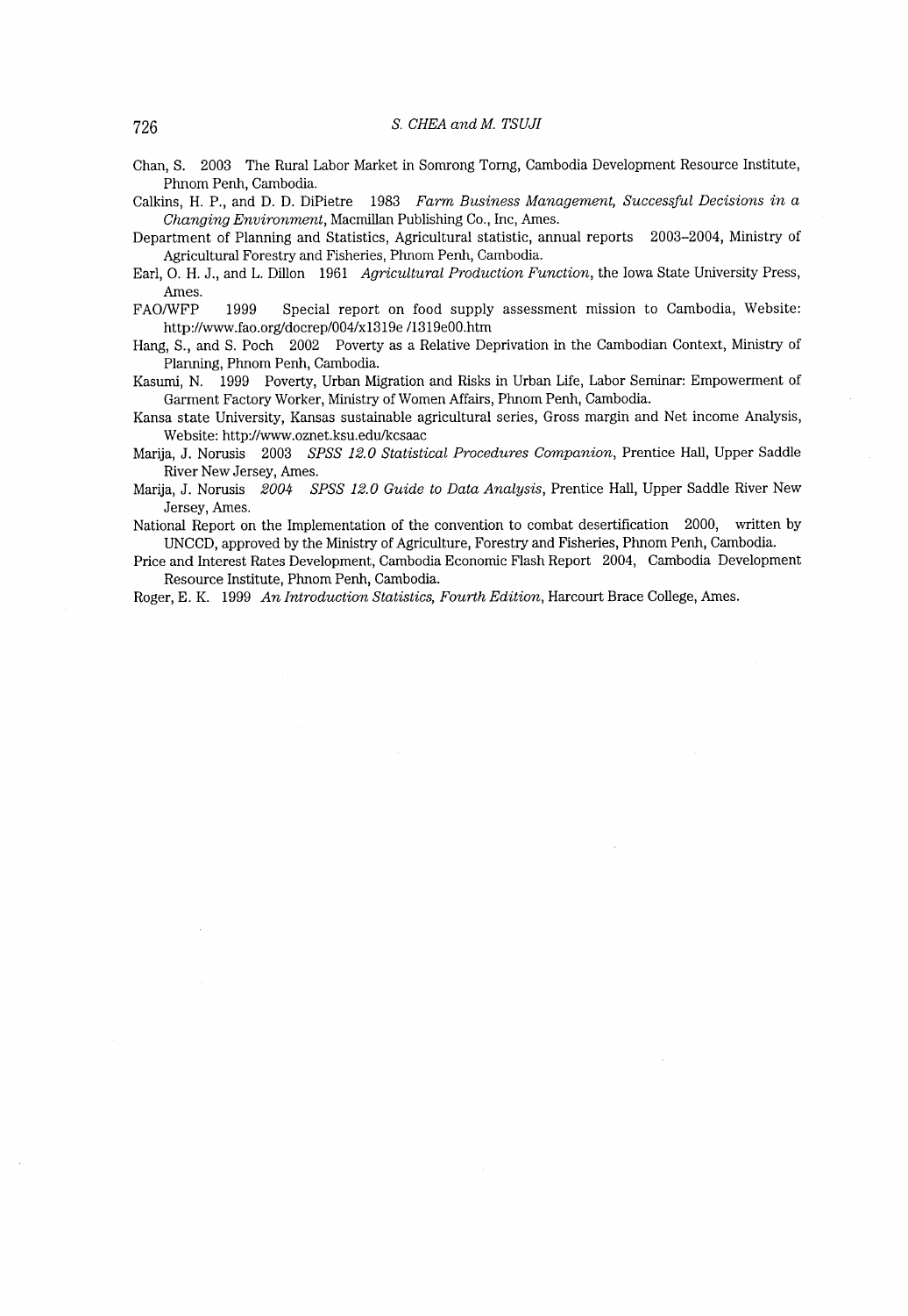Chan, S. 2003 The Rural Labor Market in Somrong Torng, Cambodia Development Resource Institute, Phnom Penh, Cambodia.

Calkins, H. P., and D. D. DiPietre 1983 *Farm Business Management, Successful Decisions in a Changing Environment*, Macmillan Publishing Co., Inc, Ames.

Department of Planning and Statistics, Agricultural statistic, annual reports 2003–2004, Ministry of Agricultural Forestry and Fisheries, Phnom Penh, Cambodia.

Earl, O. H. J., and L. Dillon 1961 *Agricultural Production Function*, the Iowa State University Press, Ames.

FAO/WFP 1999 Special report on food supply assessment mission to Cambodia, Website: http://www.fao.org/docrep/004/x1319e /1319e00.htm

Hang, S., and S. Poch 2002 Poverty as a Relative Deprivation in the Cambodian Context, Ministry of Planning, Phnom Penh, Cambodia.

Kasumi, N. 1999 Poverty, Urban Migration and Risks in Urban Life, Labor Seminar: Empowerment of Garment Factory Worker, Ministry of Women Affairs, Phnom Penh, Cambodia.

Kansa state University, Kansas sustainable agricultural series, Gross margin and Net income Analysis, Website: http://www.oznet.ksu.edu/kcsaac

Marija, J. Norusis 2003 *SPSS 12.0 Statistical Procedures Companion*, Prentice Hall, Upper Saddle River New Jersey, Ames.

Marija, J. Norusis *2004 SPSS 12.0 Guide to Data Analysis*, Prentice Hall, Upper Saddle River New Jersey, Ames.

National Report on the Implementation of the convention to combat desertification 2000, written by UNCCD, approved by the Ministry of Agriculture, Forestry and Fisheries, Phnom Penh, Cambodia.

Price and Interest Rates Development, Cambodia Economic Flash Report 2004, Cambodia Development Resource Institute, Phnom Penh, Cambodia.

Roger, E. K. 1999 *An Introduction Statistics, Fourth Edition*, Harcourt Brace College, Ames.